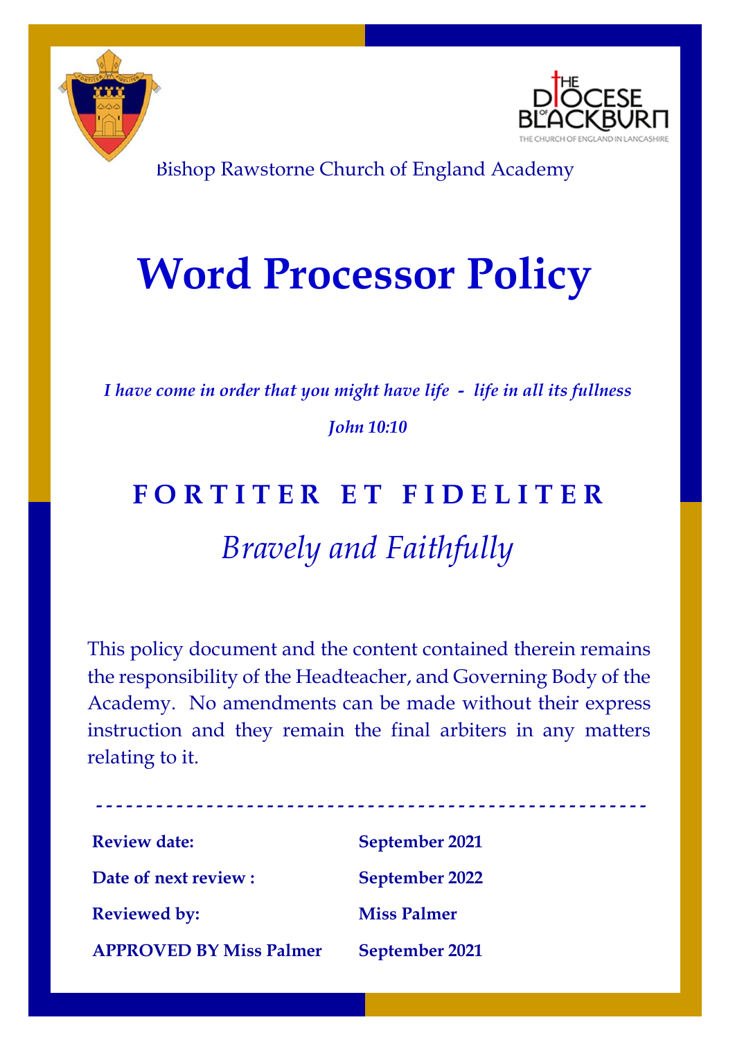Bishop Rawstorne Church of England Academy

# Word Processor Policy

*I have come in order that you might have life - life in all its fullness*

*John 10:10*

**F O R T I T E R E T F I D E L I T E R**

*Bravely and Faithfully*

This policy document and the content contained therein remains the responsibility of the Headteacher, and Governing Body of the Academy. No amendments can be made without their express instruction and they remain the final arbiters in any matters relating to it.

- - - - - - - - - - - - - - - - - - - - - - - - - - - - - - - - - - - - - - - - - - - - - - - - - - - - -

| | |
|---|---|
| **Review date:** | **September 2021** |
| **Date of next review :** | **September 2022** |
| **Reviewed by:** | **Miss Palmer** |
| **APPROVED BY Miss Palmer** | **September 2021** |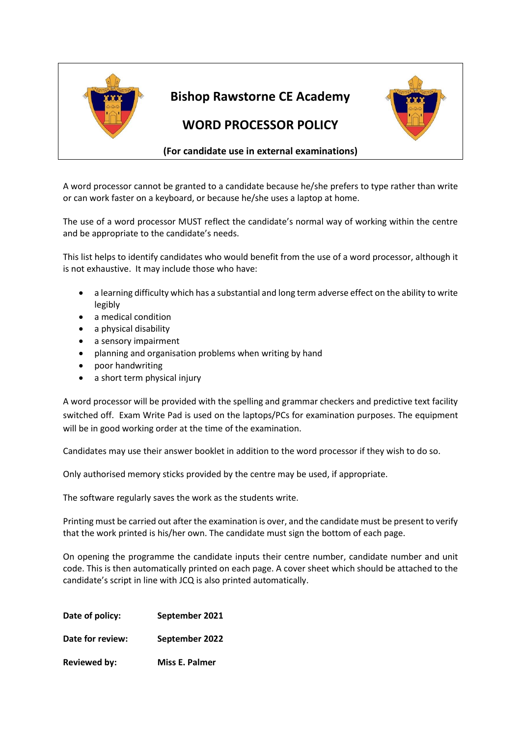# Bishop Rawstorne CE Academy

## WORD PROCESSOR POLICY

**(For candidate use in external examinations)**

A word processor cannot be granted to a candidate because he/she prefers to type rather than write or can work faster on a keyboard, or because he/she uses a laptop at home.

The use of a word processor MUST reflect the candidate's normal way of working within the centre and be appropriate to the candidate's needs.

This list helps to identify candidates who would benefit from the use of a word processor, although it is not exhaustive. It may include those who have:

- a learning difficulty which has a substantial and long term adverse effect on the ability to write legibly
- a medical condition
- a physical disability
- a sensory impairment
- planning and organisation problems when writing by hand
- poor handwriting
- a short term physical injury

A word processor will be provided with the spelling and grammar checkers and predictive text facility switched off. Exam Write Pad is used on the laptops/PCs for examination purposes. The equipment will be in good working order at the time of the examination.

Candidates may use their answer booklet in addition to the word processor if they wish to do so.

Only authorised memory sticks provided by the centre may be used, if appropriate.

The software regularly saves the work as the students write.

Printing must be carried out after the examination is over, and the candidate must be present to verify that the work printed is his/her own. The candidate must sign the bottom of each page.

On opening the programme the candidate inputs their centre number, candidate number and unit code. This is then automatically printed on each page. A cover sheet which should be attached to the candidate's script in line with JCQ is also printed automatically.

**Date of policy:** **September 2021**

**Date for review:** **September 2022**

**Reviewed by:** **Miss E. Palmer**